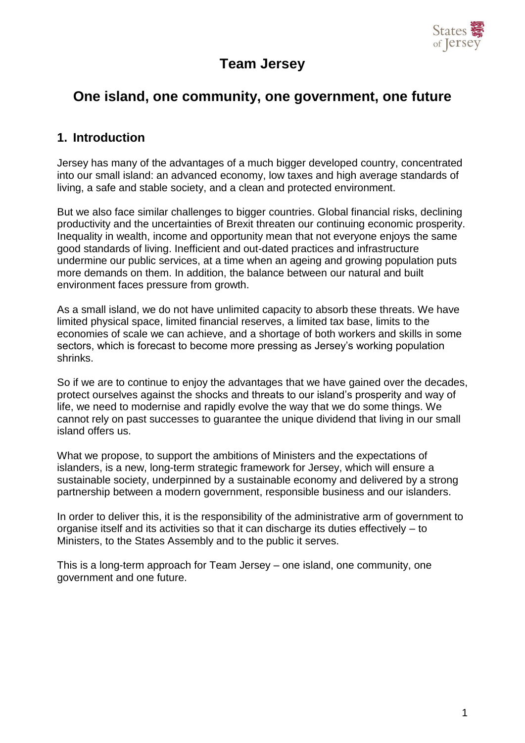# Team Jersey

## One island, one community, one government, one future

### 1. Introduction

Jersey has many of the advantages of a much bigger developed country, concentrated into our small island: an advanced economy, low taxes and high average standards of living, a safe and stable society, and a clean and protected environment.

But we also face similar challenges to bigger countries. Global financial risks, declining productivity and the uncertainties of Brexit threaten our continuing economic prosperity. Inequality in wealth, income and opportunity mean that not everyone enjoys the same good standards of living. Inefficient and out-dated practices and infrastructure undermine our public services, at a time when an ageing and growing population puts more demands on them. In addition, the balance between our natural and built environment faces pressure from growth.

As a small island, we do not have unlimited capacity to absorb these threats. We have limited physical space, limited financial reserves, a limited tax base, limits to the economies of scale we can achieve, and a shortage of both workers and skills in some sectors, which is forecast to become more pressing as Jersey's working population shrinks.

So if we are to continue to enjoy the advantages that we have gained over the decades, protect ourselves against the shocks and threats to our island's prosperity and way of life, we need to modernise and rapidly evolve the way that we do some things. We cannot rely on past successes to guarantee the unique dividend that living in our small island offers us.

What we propose, to support the ambitions of Ministers and the expectations of islanders, is a new, long-term strategic framework for Jersey, which will ensure a sustainable society, underpinned by a sustainable economy and delivered by a strong partnership between a modern government, responsible business and our islanders.

In order to deliver this, it is the responsibility of the administrative arm of government to organise itself and its activities so that it can discharge its duties effectively – to Ministers, to the States Assembly and to the public it serves.

This is a long-term approach for Team Jersey – one island, one community, one government and one future.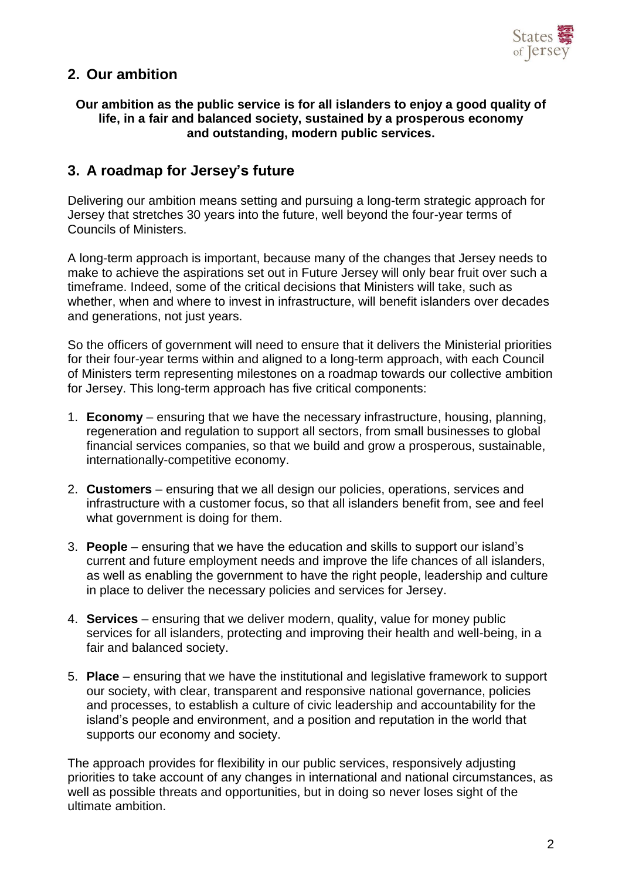## 2. Our ambition

**Our ambition as the public service is for all islanders to enjoy a good quality of life, in a fair and balanced society, sustained by a prosperous economy and outstanding, modern public services.**

## 3. A roadmap for Jersey's future

Delivering our ambition means setting and pursuing a long-term strategic approach for Jersey that stretches 30 years into the future, well beyond the four-year terms of Councils of Ministers.

A long-term approach is important, because many of the changes that Jersey needs to make to achieve the aspirations set out in Future Jersey will only bear fruit over such a timeframe. Indeed, some of the critical decisions that Ministers will take, such as whether, when and where to invest in infrastructure, will benefit islanders over decades and generations, not just years.

So the officers of government will need to ensure that it delivers the Ministerial priorities for their four-year terms within and aligned to a long-term approach, with each Council of Ministers term representing milestones on a roadmap towards our collective ambition for Jersey. This long-term approach has five critical components:

1. **Economy** – ensuring that we have the necessary infrastructure, housing, planning, regeneration and regulation to support all sectors, from small businesses to global financial services companies, so that we build and grow a prosperous, sustainable, internationally-competitive economy.

2. **Customers** – ensuring that we all design our policies, operations, services and infrastructure with a customer focus, so that all islanders benefit from, see and feel what government is doing for them.

3. **People** – ensuring that we have the education and skills to support our island's current and future employment needs and improve the life chances of all islanders, as well as enabling the government to have the right people, leadership and culture in place to deliver the necessary policies and services for Jersey.

4. **Services** – ensuring that we deliver modern, quality, value for money public services for all islanders, protecting and improving their health and well-being, in a fair and balanced society.

5. **Place** – ensuring that we have the institutional and legislative framework to support our society, with clear, transparent and responsive national governance, policies and processes, to establish a culture of civic leadership and accountability for the island's people and environment, and a position and reputation in the world that supports our economy and society.

The approach provides for flexibility in our public services, responsively adjusting priorities to take account of any changes in international and national circumstances, as well as possible threats and opportunities, but in doing so never loses sight of the ultimate ambition.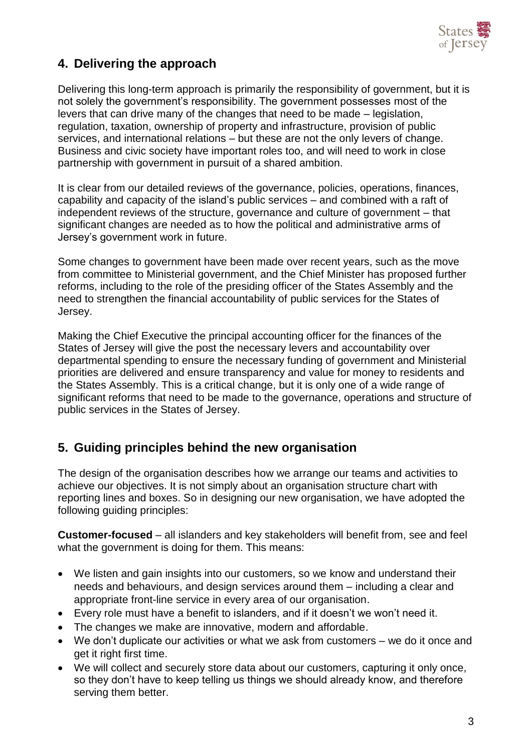## 4. Delivering the approach

Delivering this long-term approach is primarily the responsibility of government, but it is not solely the government's responsibility. The government possesses most of the levers that can drive many of the changes that need to be made – legislation, regulation, taxation, ownership of property and infrastructure, provision of public services, and international relations – but these are not the only levers of change. Business and civic society have important roles too, and will need to work in close partnership with government in pursuit of a shared ambition.

It is clear from our detailed reviews of the governance, policies, operations, finances, capability and capacity of the island's public services – and combined with a raft of independent reviews of the structure, governance and culture of government – that significant changes are needed as to how the political and administrative arms of Jersey's government work in future.

Some changes to government have been made over recent years, such as the move from committee to Ministerial government, and the Chief Minister has proposed further reforms, including to the role of the presiding officer of the States Assembly and the need to strengthen the financial accountability of public services for the States of Jersey.

Making the Chief Executive the principal accounting officer for the finances of the States of Jersey will give the post the necessary levers and accountability over departmental spending to ensure the necessary funding of government and Ministerial priorities are delivered and ensure transparency and value for money to residents and the States Assembly. This is a critical change, but it is only one of a wide range of significant reforms that need to be made to the governance, operations and structure of public services in the States of Jersey.

## 5. Guiding principles behind the new organisation

The design of the organisation describes how we arrange our teams and activities to achieve our objectives. It is not simply about an organisation structure chart with reporting lines and boxes. So in designing our new organisation, we have adopted the following guiding principles:

**Customer-focused** – all islanders and key stakeholders will benefit from, see and feel what the government is doing for them. This means:

- We listen and gain insights into our customers, so we know and understand their needs and behaviours, and design services around them – including a clear and appropriate front-line service in every area of our organisation.
- Every role must have a benefit to islanders, and if it doesn't we won't need it.
- The changes we make are innovative, modern and affordable.
- We don't duplicate our activities or what we ask from customers – we do it once and get it right first time.
- We will collect and securely store data about our customers, capturing it only once, so they don't have to keep telling us things we should already know, and therefore serving them better.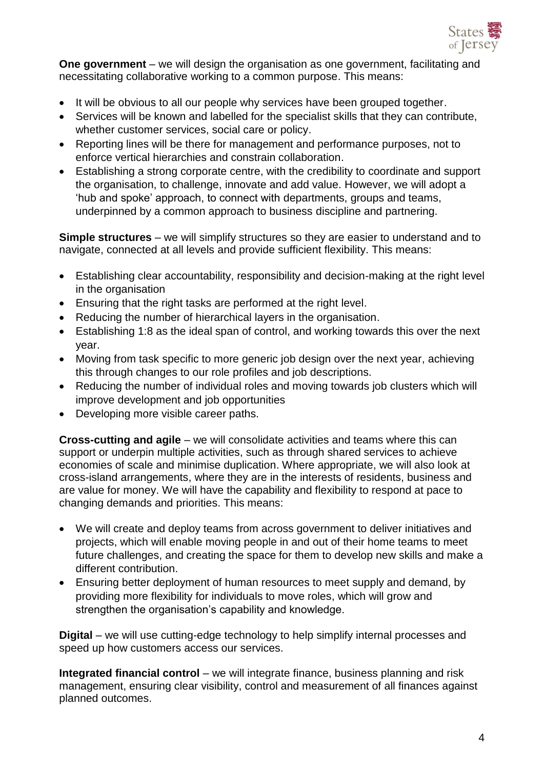**One government** – we will design the organisation as one government, facilitating and necessitating collaborative working to a common purpose. This means:

- It will be obvious to all our people why services have been grouped together.
- Services will be known and labelled for the specialist skills that they can contribute, whether customer services, social care or policy.
- Reporting lines will be there for management and performance purposes, not to enforce vertical hierarchies and constrain collaboration.
- Establishing a strong corporate centre, with the credibility to coordinate and support the organisation, to challenge, innovate and add value. However, we will adopt a 'hub and spoke' approach, to connect with departments, groups and teams, underpinned by a common approach to business discipline and partnering.

**Simple structures** – we will simplify structures so they are easier to understand and to navigate, connected at all levels and provide sufficient flexibility. This means:

- Establishing clear accountability, responsibility and decision-making at the right level in the organisation
- Ensuring that the right tasks are performed at the right level.
- Reducing the number of hierarchical layers in the organisation.
- Establishing 1:8 as the ideal span of control, and working towards this over the next year.
- Moving from task specific to more generic job design over the next year, achieving this through changes to our role profiles and job descriptions.
- Reducing the number of individual roles and moving towards job clusters which will improve development and job opportunities
- Developing more visible career paths.

**Cross-cutting and agile** – we will consolidate activities and teams where this can support or underpin multiple activities, such as through shared services to achieve economies of scale and minimise duplication. Where appropriate, we will also look at cross-island arrangements, where they are in the interests of residents, business and are value for money. We will have the capability and flexibility to respond at pace to changing demands and priorities. This means:

- We will create and deploy teams from across government to deliver initiatives and projects, which will enable moving people in and out of their home teams to meet future challenges, and creating the space for them to develop new skills and make a different contribution.
- Ensuring better deployment of human resources to meet supply and demand, by providing more flexibility for individuals to move roles, which will grow and strengthen the organisation's capability and knowledge.

**Digital** – we will use cutting-edge technology to help simplify internal processes and speed up how customers access our services.

**Integrated financial control** – we will integrate finance, business planning and risk management, ensuring clear visibility, control and measurement of all finances against planned outcomes.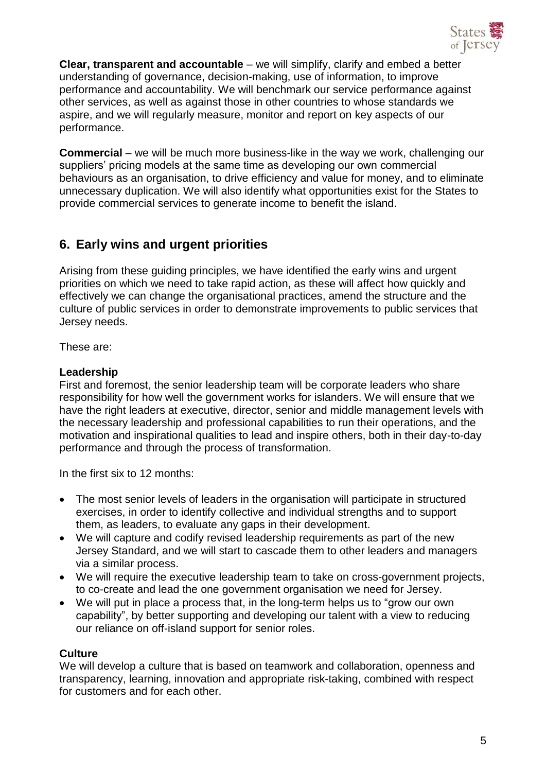**Clear, transparent and accountable** – we will simplify, clarify and embed a better understanding of governance, decision-making, use of information, to improve performance and accountability. We will benchmark our service performance against other services, as well as against those in other countries to whose standards we aspire, and we will regularly measure, monitor and report on key aspects of our performance.

**Commercial** – we will be much more business-like in the way we work, challenging our suppliers' pricing models at the same time as developing our own commercial behaviours as an organisation, to drive efficiency and value for money, and to eliminate unnecessary duplication. We will also identify what opportunities exist for the States to provide commercial services to generate income to benefit the island.

## 6. Early wins and urgent priorities

Arising from these guiding principles, we have identified the early wins and urgent priorities on which we need to take rapid action, as these will affect how quickly and effectively we can change the organisational practices, amend the structure and the culture of public services in order to demonstrate improvements to public services that Jersey needs.

These are:

**Leadership**
First and foremost, the senior leadership team will be corporate leaders who share responsibility for how well the government works for islanders. We will ensure that we have the right leaders at executive, director, senior and middle management levels with the necessary leadership and professional capabilities to run their operations, and the motivation and inspirational qualities to lead and inspire others, both in their day-to-day performance and through the process of transformation.

In the first six to 12 months:

- The most senior levels of leaders in the organisation will participate in structured exercises, in order to identify collective and individual strengths and to support them, as leaders, to evaluate any gaps in their development.
- We will capture and codify revised leadership requirements as part of the new Jersey Standard, and we will start to cascade them to other leaders and managers via a similar process.
- We will require the executive leadership team to take on cross-government projects, to co-create and lead the one government organisation we need for Jersey.
- We will put in place a process that, in the long-term helps us to "grow our own capability", by better supporting and developing our talent with a view to reducing our reliance on off-island support for senior roles.

**Culture**
We will develop a culture that is based on teamwork and collaboration, openness and transparency, learning, innovation and appropriate risk-taking, combined with respect for customers and for each other.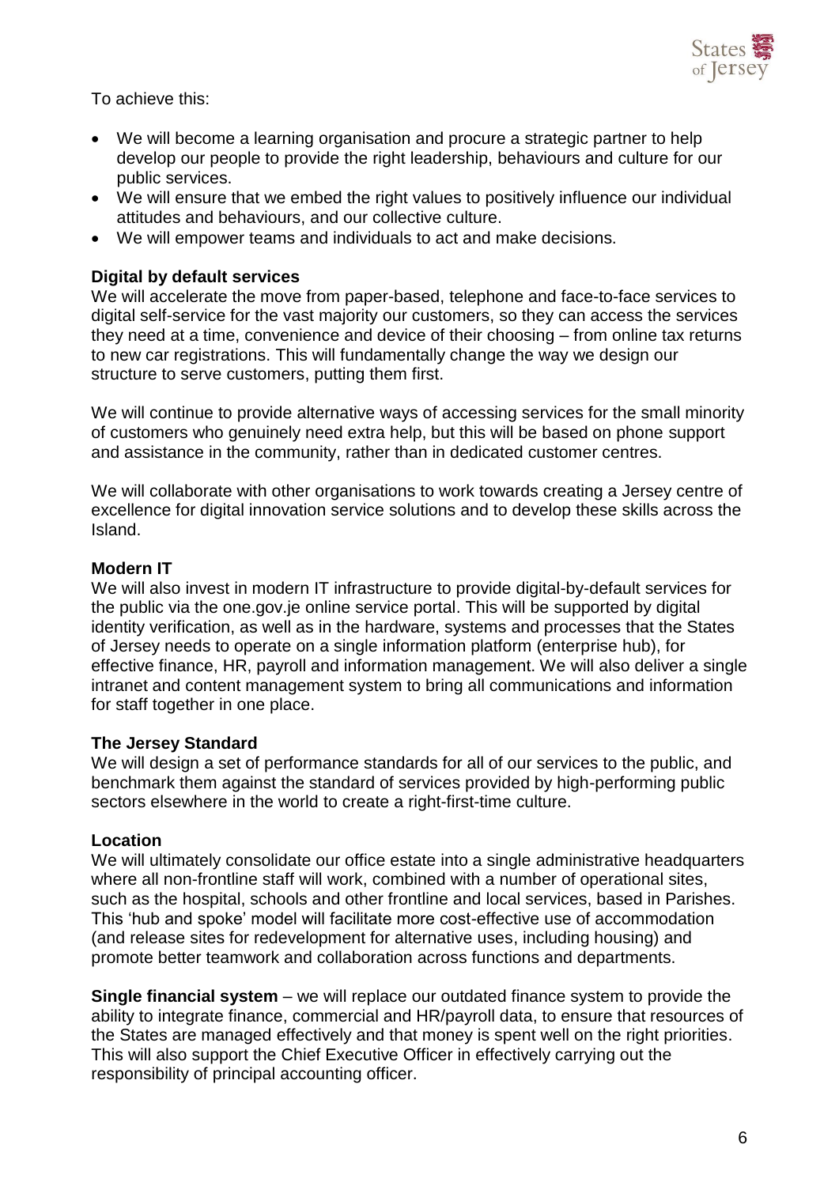To achieve this:

- We will become a learning organisation and procure a strategic partner to help develop our people to provide the right leadership, behaviours and culture for our public services.
- We will ensure that we embed the right values to positively influence our individual attitudes and behaviours, and our collective culture.
- We will empower teams and individuals to act and make decisions.

**Digital by default services**

We will accelerate the move from paper-based, telephone and face-to-face services to digital self-service for the vast majority our customers, so they can access the services they need at a time, convenience and device of their choosing – from online tax returns to new car registrations. This will fundamentally change the way we design our structure to serve customers, putting them first.

We will continue to provide alternative ways of accessing services for the small minority of customers who genuinely need extra help, but this will be based on phone support and assistance in the community, rather than in dedicated customer centres.

We will collaborate with other organisations to work towards creating a Jersey centre of excellence for digital innovation service solutions and to develop these skills across the Island.

**Modern IT**

We will also invest in modern IT infrastructure to provide digital-by-default services for the public via the one.gov.je online service portal. This will be supported by digital identity verification, as well as in the hardware, systems and processes that the States of Jersey needs to operate on a single information platform (enterprise hub), for effective finance, HR, payroll and information management. We will also deliver a single intranet and content management system to bring all communications and information for staff together in one place.

**The Jersey Standard**

We will design a set of performance standards for all of our services to the public, and benchmark them against the standard of services provided by high-performing public sectors elsewhere in the world to create a right-first-time culture.

**Location**

We will ultimately consolidate our office estate into a single administrative headquarters where all non-frontline staff will work, combined with a number of operational sites, such as the hospital, schools and other frontline and local services, based in Parishes. This 'hub and spoke' model will facilitate more cost-effective use of accommodation (and release sites for redevelopment for alternative uses, including housing) and promote better teamwork and collaboration across functions and departments.

**Single financial system** – we will replace our outdated finance system to provide the ability to integrate finance, commercial and HR/payroll data, to ensure that resources of the States are managed effectively and that money is spent well on the right priorities. This will also support the Chief Executive Officer in effectively carrying out the responsibility of principal accounting officer.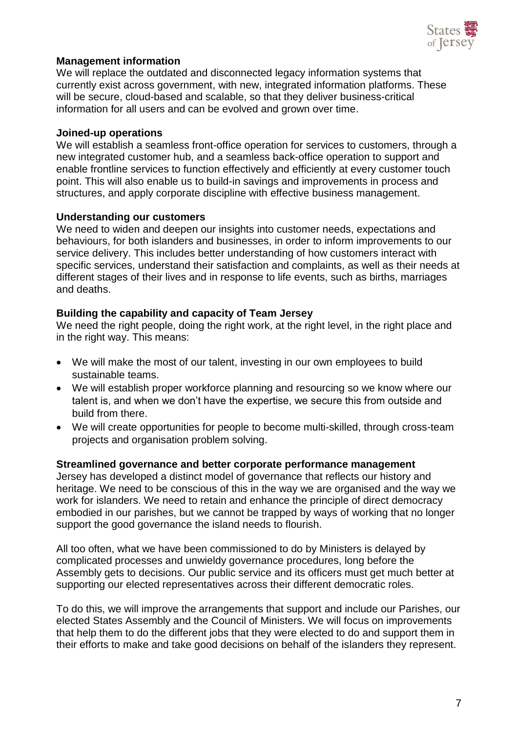**Management information**
We will replace the outdated and disconnected legacy information systems that currently exist across government, with new, integrated information platforms. These will be secure, cloud-based and scalable, so that they deliver business-critical information for all users and can be evolved and grown over time.

**Joined-up operations**
We will establish a seamless front-office operation for services to customers, through a new integrated customer hub, and a seamless back-office operation to support and enable frontline services to function effectively and efficiently at every customer touch point. This will also enable us to build-in savings and improvements in process and structures, and apply corporate discipline with effective business management.

**Understanding our customers**
We need to widen and deepen our insights into customer needs, expectations and behaviours, for both islanders and businesses, in order to inform improvements to our service delivery. This includes better understanding of how customers interact with specific services, understand their satisfaction and complaints, as well as their needs at different stages of their lives and in response to life events, such as births, marriages and deaths.

**Building the capability and capacity of Team Jersey**
We need the right people, doing the right work, at the right level, in the right place and in the right way. This means:

- We will make the most of our talent, investing in our own employees to build sustainable teams.
- We will establish proper workforce planning and resourcing so we know where our talent is, and when we don't have the expertise, we secure this from outside and build from there.
- We will create opportunities for people to become multi-skilled, through cross-team projects and organisation problem solving.

**Streamlined governance and better corporate performance management**
Jersey has developed a distinct model of governance that reflects our history and heritage. We need to be conscious of this in the way we are organised and the way we work for islanders. We need to retain and enhance the principle of direct democracy embodied in our parishes, but we cannot be trapped by ways of working that no longer support the good governance the island needs to flourish.

All too often, what we have been commissioned to do by Ministers is delayed by complicated processes and unwieldy governance procedures, long before the Assembly gets to decisions. Our public service and its officers must get much better at supporting our elected representatives across their different democratic roles.

To do this, we will improve the arrangements that support and include our Parishes, our elected States Assembly and the Council of Ministers. We will focus on improvements that help them to do the different jobs that they were elected to do and support them in their efforts to make and take good decisions on behalf of the islanders they represent.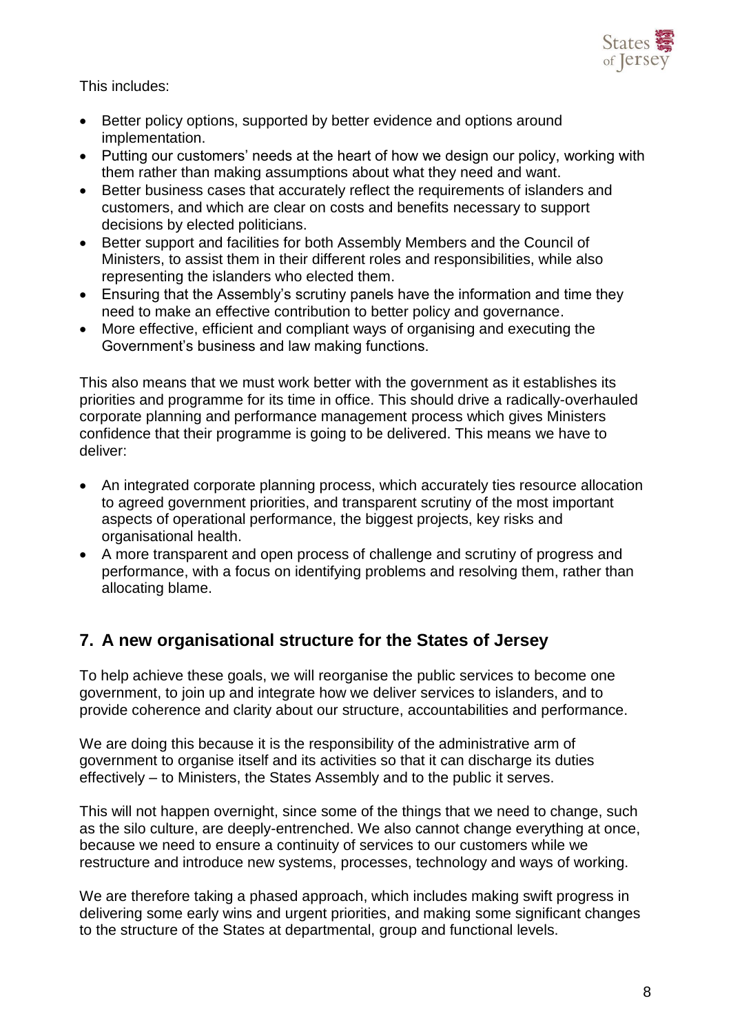This includes:

- Better policy options, supported by better evidence and options around implementation.
- Putting our customers' needs at the heart of how we design our policy, working with them rather than making assumptions about what they need and want.
- Better business cases that accurately reflect the requirements of islanders and customers, and which are clear on costs and benefits necessary to support decisions by elected politicians.
- Better support and facilities for both Assembly Members and the Council of Ministers, to assist them in their different roles and responsibilities, while also representing the islanders who elected them.
- Ensuring that the Assembly's scrutiny panels have the information and time they need to make an effective contribution to better policy and governance.
- More effective, efficient and compliant ways of organising and executing the Government's business and law making functions.

This also means that we must work better with the government as it establishes its priorities and programme for its time in office. This should drive a radically-overhauled corporate planning and performance management process which gives Ministers confidence that their programme is going to be delivered. This means we have to deliver:

- An integrated corporate planning process, which accurately ties resource allocation to agreed government priorities, and transparent scrutiny of the most important aspects of operational performance, the biggest projects, key risks and organisational health.
- A more transparent and open process of challenge and scrutiny of progress and performance, with a focus on identifying problems and resolving them, rather than allocating blame.

## 7. A new organisational structure for the States of Jersey

To help achieve these goals, we will reorganise the public services to become one government, to join up and integrate how we deliver services to islanders, and to provide coherence and clarity about our structure, accountabilities and performance.

We are doing this because it is the responsibility of the administrative arm of government to organise itself and its activities so that it can discharge its duties effectively – to Ministers, the States Assembly and to the public it serves.

This will not happen overnight, since some of the things that we need to change, such as the silo culture, are deeply-entrenched. We also cannot change everything at once, because we need to ensure a continuity of services to our customers while we restructure and introduce new systems, processes, technology and ways of working.

We are therefore taking a phased approach, which includes making swift progress in delivering some early wins and urgent priorities, and making some significant changes to the structure of the States at departmental, group and functional levels.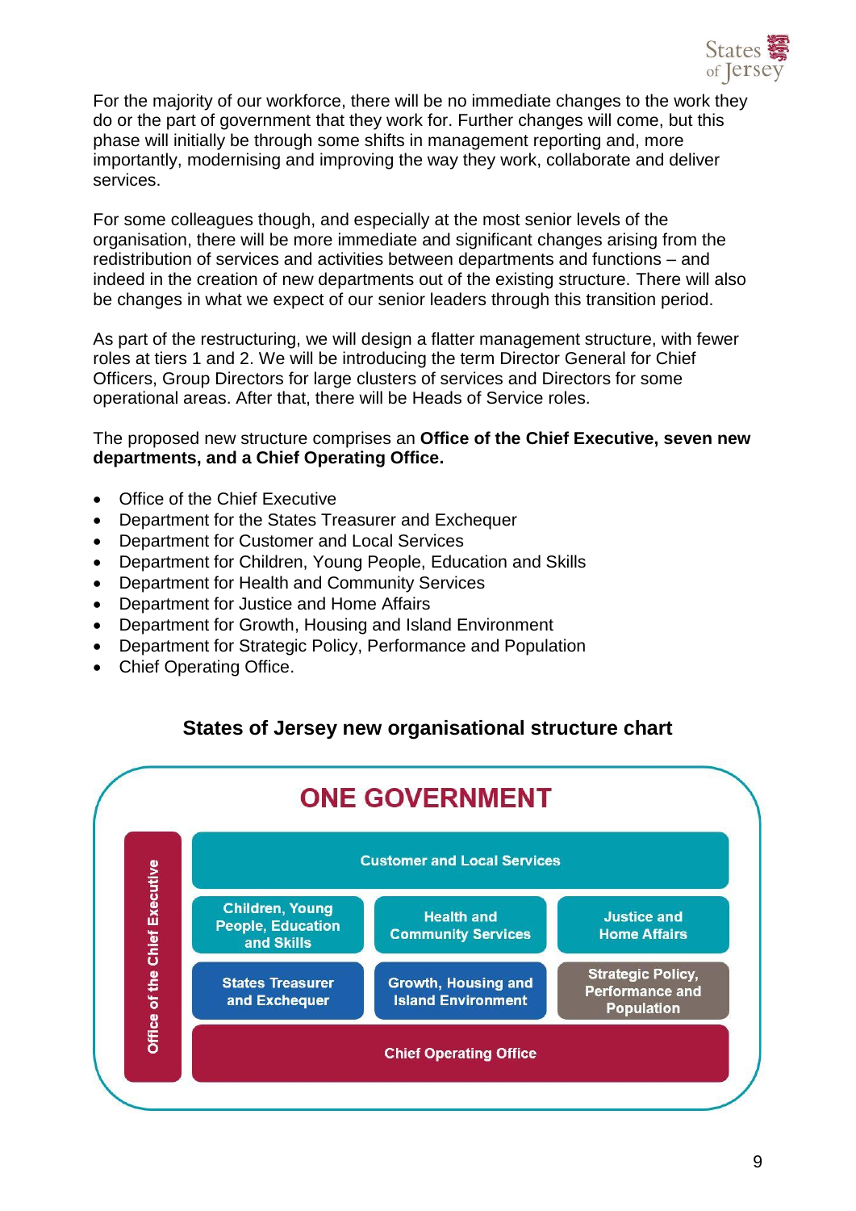For the majority of our workforce, there will be no immediate changes to the work they do or the part of government that they work for. Further changes will come, but this phase will initially be through some shifts in management reporting and, more importantly, modernising and improving the way they work, collaborate and deliver services.

For some colleagues though, and especially at the most senior levels of the organisation, there will be more immediate and significant changes arising from the redistribution of services and activities between departments and functions – and indeed in the creation of new departments out of the existing structure. There will also be changes in what we expect of our senior leaders through this transition period.

As part of the restructuring, we will design a flatter management structure, with fewer roles at tiers 1 and 2. We will be introducing the term Director General for Chief Officers, Group Directors for large clusters of services and Directors for some operational areas. After that, there will be Heads of Service roles.

The proposed new structure comprises an **Office of the Chief Executive, seven new departments, and a Chief Operating Office.**

- Office of the Chief Executive
- Department for the States Treasurer and Exchequer
- Department for Customer and Local Services
- Department for Children, Young People, Education and Skills
- Department for Health and Community Services
- Department for Justice and Home Affairs
- Department for Growth, Housing and Island Environment
- Department for Strategic Policy, Performance and Population
- Chief Operating Office.

## States of Jersey new organisational structure chart

**ONE GOVERNMENT**

- Office of the Chief Executive
- Customer and Local Services
- Children, Young People, Education and Skills
- Health and Community Services
- Justice and Home Affairs
- States Treasurer and Exchequer
- Growth, Housing and Island Environment
- Strategic Policy, Performance and Population
- Chief Operating Office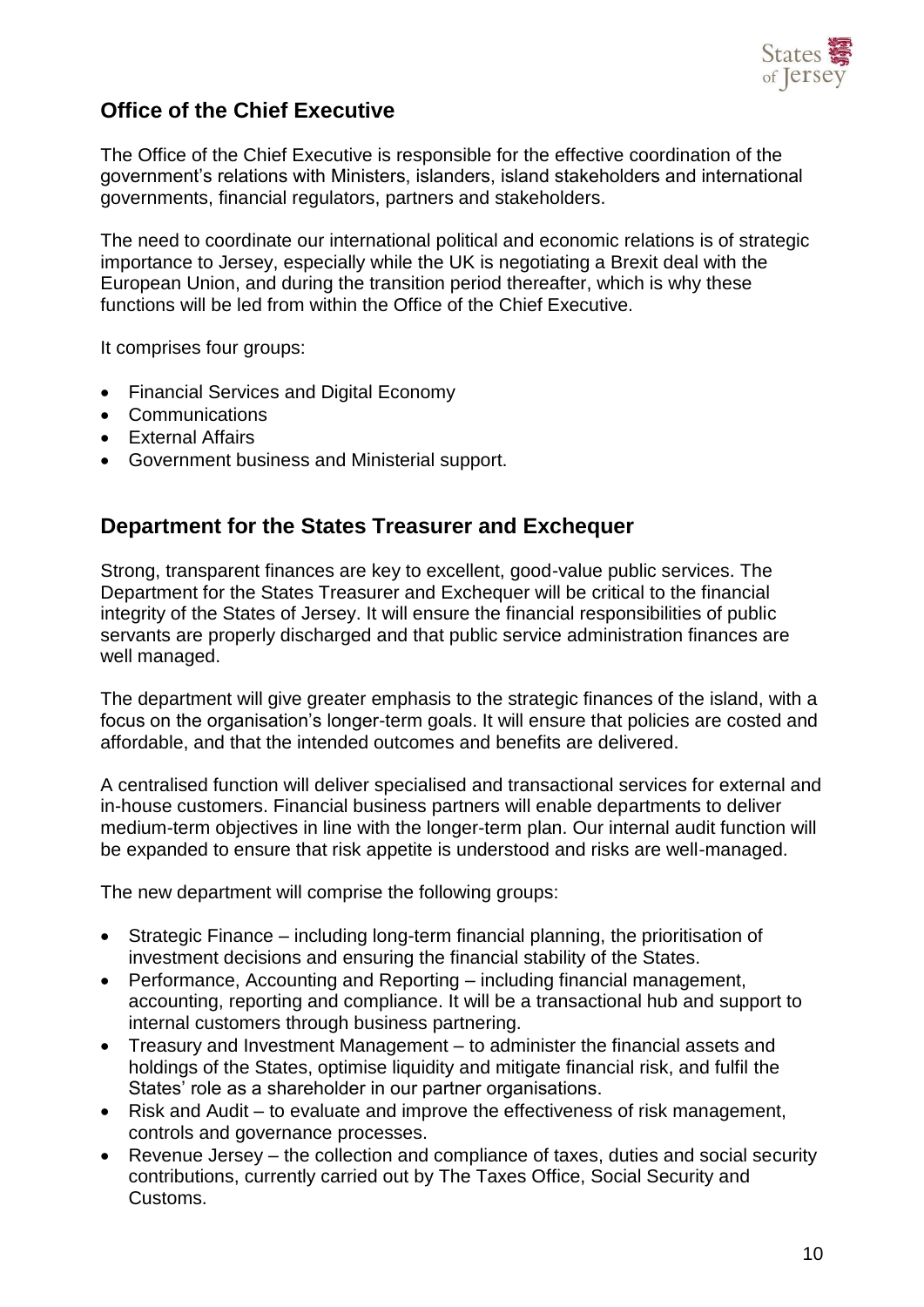## Office of the Chief Executive

The Office of the Chief Executive is responsible for the effective coordination of the government's relations with Ministers, islanders, island stakeholders and international governments, financial regulators, partners and stakeholders.

The need to coordinate our international political and economic relations is of strategic importance to Jersey, especially while the UK is negotiating a Brexit deal with the European Union, and during the transition period thereafter, which is why these functions will be led from within the Office of the Chief Executive.

It comprises four groups:

- Financial Services and Digital Economy
- Communications
- External Affairs
- Government business and Ministerial support.

## Department for the States Treasurer and Exchequer

Strong, transparent finances are key to excellent, good-value public services. The Department for the States Treasurer and Exchequer will be critical to the financial integrity of the States of Jersey. It will ensure the financial responsibilities of public servants are properly discharged and that public service administration finances are well managed.

The department will give greater emphasis to the strategic finances of the island, with a focus on the organisation's longer-term goals. It will ensure that policies are costed and affordable, and that the intended outcomes and benefits are delivered.

A centralised function will deliver specialised and transactional services for external and in-house customers. Financial business partners will enable departments to deliver medium-term objectives in line with the longer-term plan. Our internal audit function will be expanded to ensure that risk appetite is understood and risks are well-managed.

The new department will comprise the following groups:

- Strategic Finance – including long-term financial planning, the prioritisation of investment decisions and ensuring the financial stability of the States.
- Performance, Accounting and Reporting – including financial management, accounting, reporting and compliance. It will be a transactional hub and support to internal customers through business partnering.
- Treasury and Investment Management – to administer the financial assets and holdings of the States, optimise liquidity and mitigate financial risk, and fulfil the States' role as a shareholder in our partner organisations.
- Risk and Audit – to evaluate and improve the effectiveness of risk management, controls and governance processes.
- Revenue Jersey – the collection and compliance of taxes, duties and social security contributions, currently carried out by The Taxes Office, Social Security and Customs.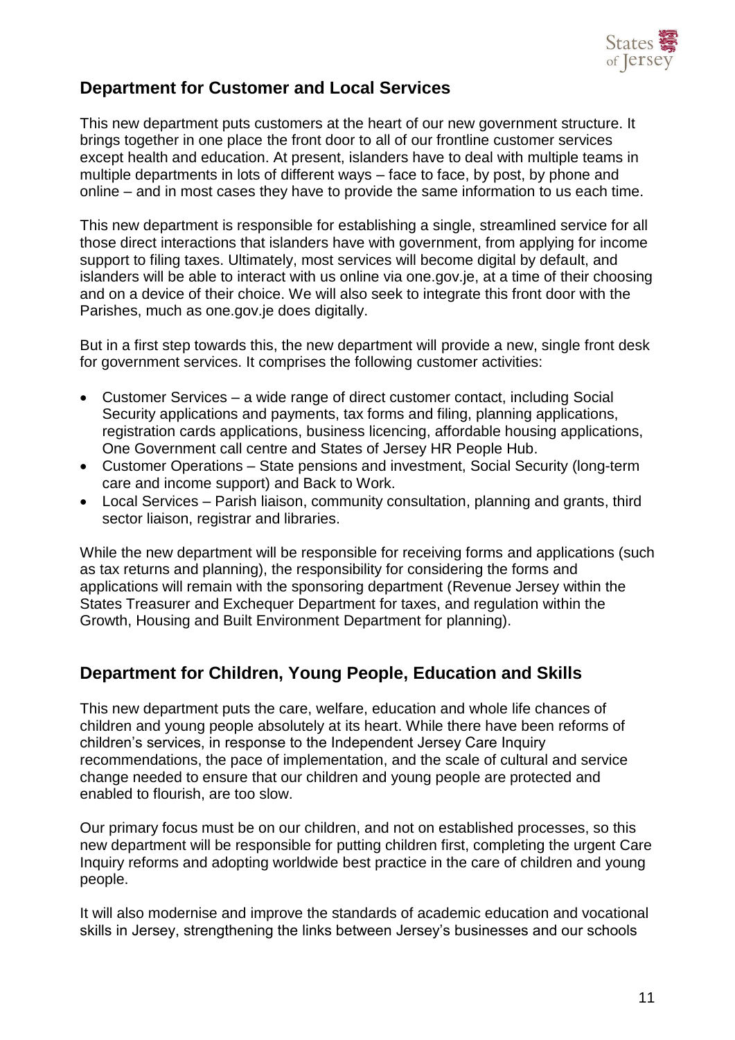## Department for Customer and Local Services

This new department puts customers at the heart of our new government structure. It brings together in one place the front door to all of our frontline customer services except health and education. At present, islanders have to deal with multiple teams in multiple departments in lots of different ways – face to face, by post, by phone and online – and in most cases they have to provide the same information to us each time.

This new department is responsible for establishing a single, streamlined service for all those direct interactions that islanders have with government, from applying for income support to filing taxes. Ultimately, most services will become digital by default, and islanders will be able to interact with us online via one.gov.je, at a time of their choosing and on a device of their choice. We will also seek to integrate this front door with the Parishes, much as one.gov.je does digitally.

But in a first step towards this, the new department will provide a new, single front desk for government services. It comprises the following customer activities:

- Customer Services – a wide range of direct customer contact, including Social Security applications and payments, tax forms and filing, planning applications, registration cards applications, business licencing, affordable housing applications, One Government call centre and States of Jersey HR People Hub.
- Customer Operations – State pensions and investment, Social Security (long-term care and income support) and Back to Work.
- Local Services – Parish liaison, community consultation, planning and grants, third sector liaison, registrar and libraries.

While the new department will be responsible for receiving forms and applications (such as tax returns and planning), the responsibility for considering the forms and applications will remain with the sponsoring department (Revenue Jersey within the States Treasurer and Exchequer Department for taxes, and regulation within the Growth, Housing and Built Environment Department for planning).

## Department for Children, Young People, Education and Skills

This new department puts the care, welfare, education and whole life chances of children and young people absolutely at its heart. While there have been reforms of children's services, in response to the Independent Jersey Care Inquiry recommendations, the pace of implementation, and the scale of cultural and service change needed to ensure that our children and young people are protected and enabled to flourish, are too slow.

Our primary focus must be on our children, and not on established processes, so this new department will be responsible for putting children first, completing the urgent Care Inquiry reforms and adopting worldwide best practice in the care of children and young people.

It will also modernise and improve the standards of academic education and vocational skills in Jersey, strengthening the links between Jersey's businesses and our schools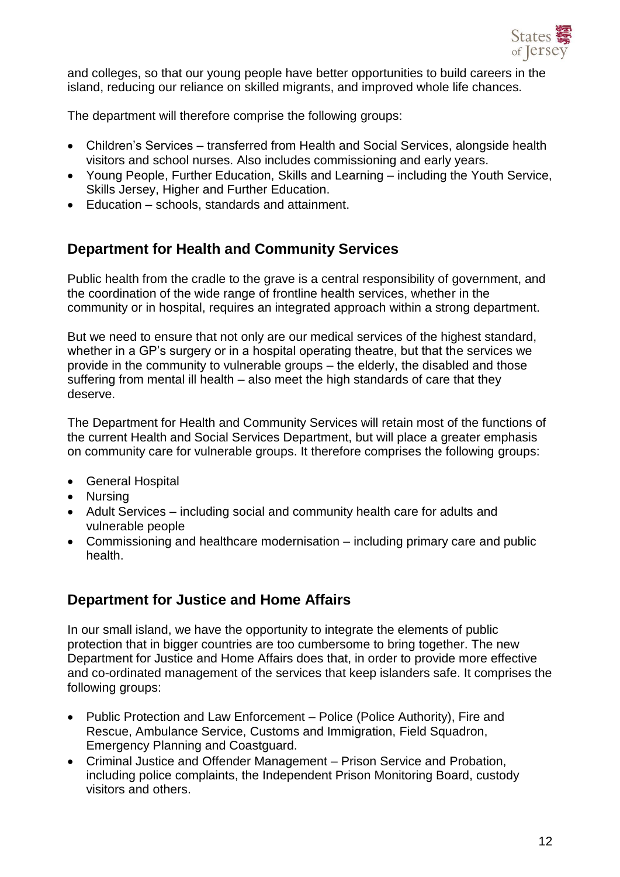and colleges, so that our young people have better opportunities to build careers in the island, reducing our reliance on skilled migrants, and improved whole life chances.

The department will therefore comprise the following groups:

- Children's Services – transferred from Health and Social Services, alongside health visitors and school nurses. Also includes commissioning and early years.
- Young People, Further Education, Skills and Learning – including the Youth Service, Skills Jersey, Higher and Further Education.
- Education – schools, standards and attainment.

## Department for Health and Community Services

Public health from the cradle to the grave is a central responsibility of government, and the coordination of the wide range of frontline health services, whether in the community or in hospital, requires an integrated approach within a strong department.

But we need to ensure that not only are our medical services of the highest standard, whether in a GP's surgery or in a hospital operating theatre, but that the services we provide in the community to vulnerable groups – the elderly, the disabled and those suffering from mental ill health – also meet the high standards of care that they deserve.

The Department for Health and Community Services will retain most of the functions of the current Health and Social Services Department, but will place a greater emphasis on community care for vulnerable groups. It therefore comprises the following groups:

- General Hospital
- Nursing
- Adult Services – including social and community health care for adults and vulnerable people
- Commissioning and healthcare modernisation – including primary care and public health.

## Department for Justice and Home Affairs

In our small island, we have the opportunity to integrate the elements of public protection that in bigger countries are too cumbersome to bring together. The new Department for Justice and Home Affairs does that, in order to provide more effective and co-ordinated management of the services that keep islanders safe. It comprises the following groups:

- Public Protection and Law Enforcement – Police (Police Authority), Fire and Rescue, Ambulance Service, Customs and Immigration, Field Squadron, Emergency Planning and Coastguard.
- Criminal Justice and Offender Management – Prison Service and Probation, including police complaints, the Independent Prison Monitoring Board, custody visitors and others.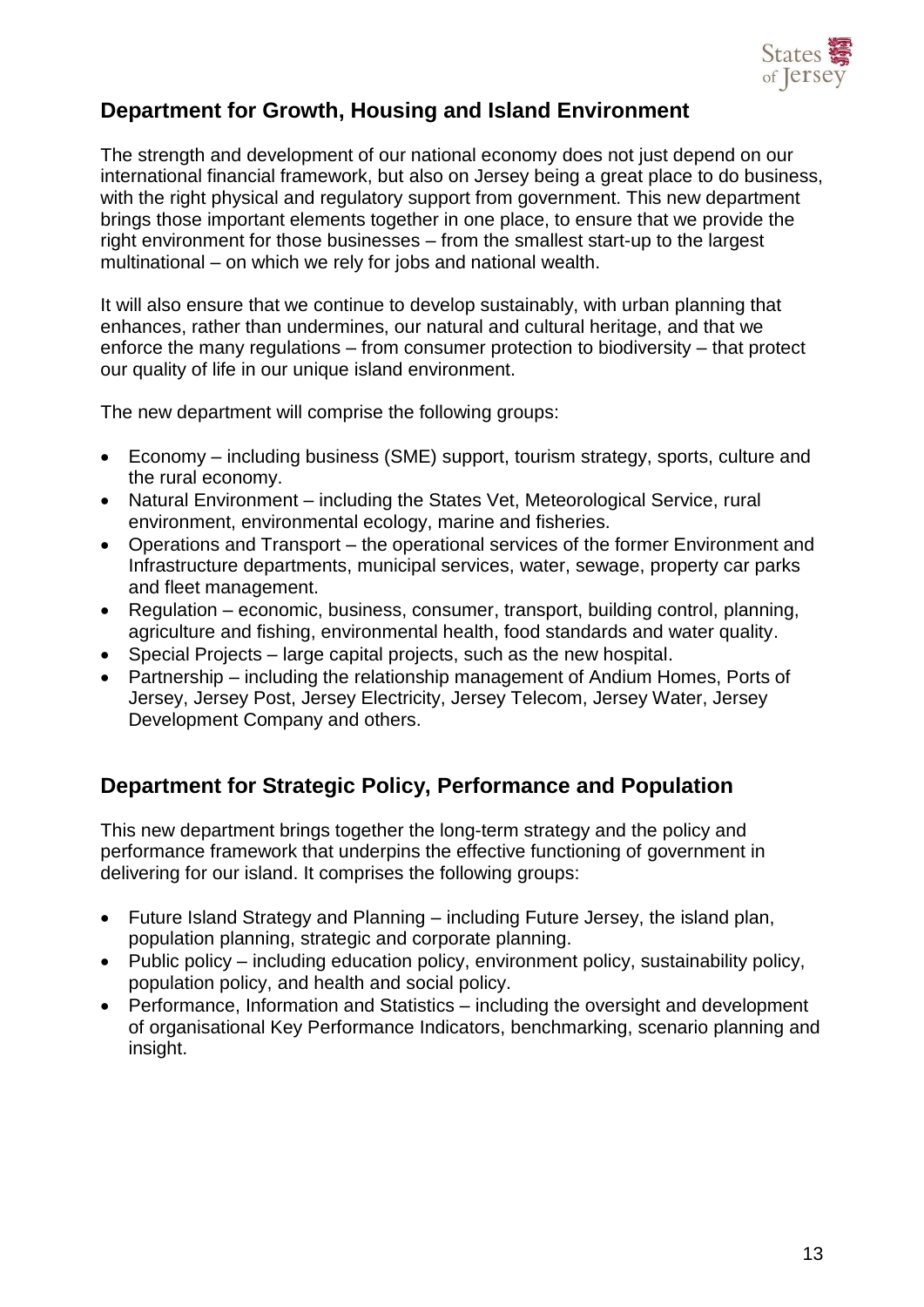## Department for Growth, Housing and Island Environment

The strength and development of our national economy does not just depend on our international financial framework, but also on Jersey being a great place to do business, with the right physical and regulatory support from government. This new department brings those important elements together in one place, to ensure that we provide the right environment for those businesses – from the smallest start-up to the largest multinational – on which we rely for jobs and national wealth.

It will also ensure that we continue to develop sustainably, with urban planning that enhances, rather than undermines, our natural and cultural heritage, and that we enforce the many regulations – from consumer protection to biodiversity – that protect our quality of life in our unique island environment.

The new department will comprise the following groups:

- Economy – including business (SME) support, tourism strategy, sports, culture and the rural economy.
- Natural Environment – including the States Vet, Meteorological Service, rural environment, environmental ecology, marine and fisheries.
- Operations and Transport – the operational services of the former Environment and Infrastructure departments, municipal services, water, sewage, property car parks and fleet management.
- Regulation – economic, business, consumer, transport, building control, planning, agriculture and fishing, environmental health, food standards and water quality.
- Special Projects – large capital projects, such as the new hospital.
- Partnership – including the relationship management of Andium Homes, Ports of Jersey, Jersey Post, Jersey Electricity, Jersey Telecom, Jersey Water, Jersey Development Company and others.

## Department for Strategic Policy, Performance and Population

This new department brings together the long-term strategy and the policy and performance framework that underpins the effective functioning of government in delivering for our island. It comprises the following groups:

- Future Island Strategy and Planning – including Future Jersey, the island plan, population planning, strategic and corporate planning.
- Public policy – including education policy, environment policy, sustainability policy, population policy, and health and social policy.
- Performance, Information and Statistics – including the oversight and development of organisational Key Performance Indicators, benchmarking, scenario planning and insight.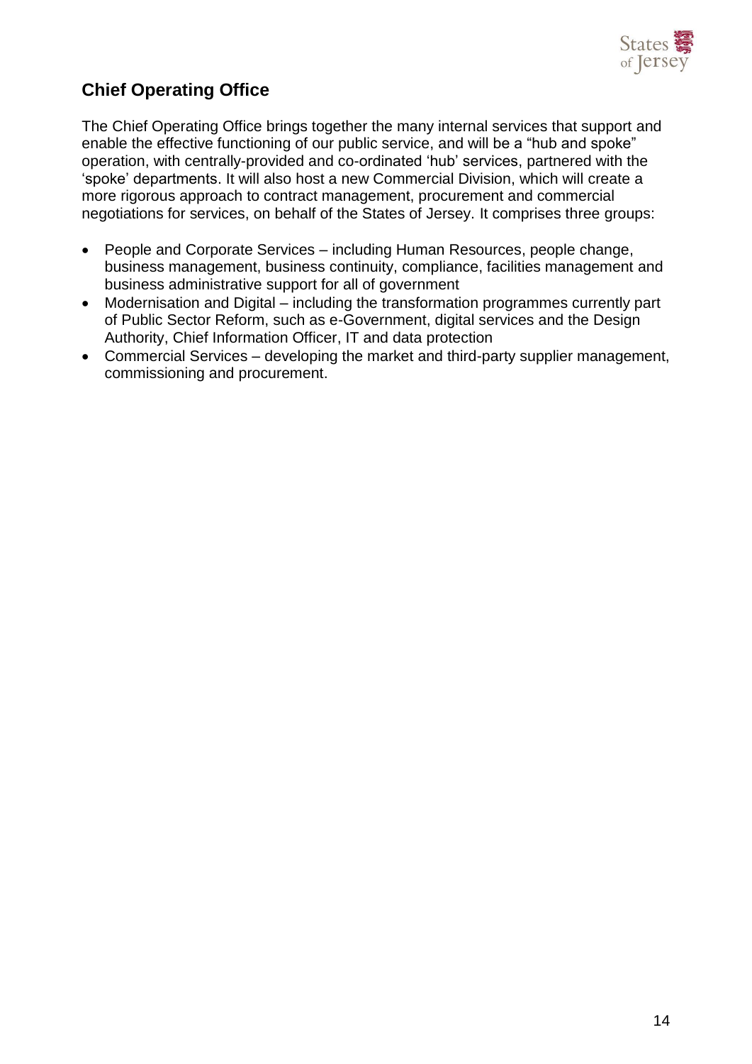## Chief Operating Office

The Chief Operating Office brings together the many internal services that support and enable the effective functioning of our public service, and will be a "hub and spoke" operation, with centrally-provided and co-ordinated 'hub' services, partnered with the 'spoke' departments. It will also host a new Commercial Division, which will create a more rigorous approach to contract management, procurement and commercial negotiations for services, on behalf of the States of Jersey. It comprises three groups:

- People and Corporate Services – including Human Resources, people change, business management, business continuity, compliance, facilities management and business administrative support for all of government
- Modernisation and Digital – including the transformation programmes currently part of Public Sector Reform, such as e-Government, digital services and the Design Authority, Chief Information Officer, IT and data protection
- Commercial Services – developing the market and third-party supplier management, commissioning and procurement.